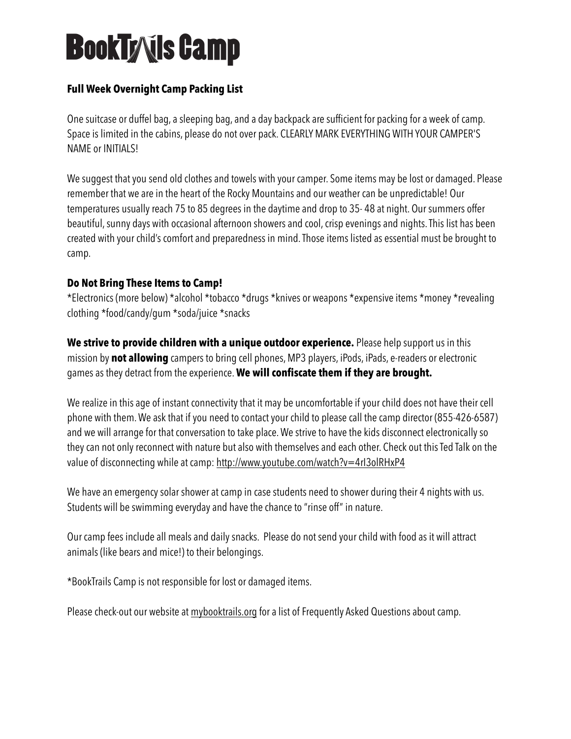# BookTrails Camp

## Full Week Overnight Camp Packing List

One suitcase or duffel bag, a sleeping bag, and a day backpack are sufficient for packing for a week of camp. Space is limited in the cabins, please do not over pack. CLEARLY MARK EVERYTHING WITH YOUR CAMPER'S NAME or INITIALS!

We suggest that you send old clothes and towels with your camper. Some items may be lost or damaged. Please remember that we are in the heart of the Rocky Mountains and our weather can be unpredictable! Our temperatures usually reach 75 to 85 degrees in the daytime and drop to 35- 48 at night. Our summers offer beautiful, sunny days with occasional afternoon showers and cool, crisp evenings and nights. This list has been created with your child's comfort and preparedness in mind. Those items listed as essential must be brought to camp.

### Do Not Bring These Items to Camp!

*Electronics (more below) *alcohol *tobacco *drugs *knives or weapons *expensive items *money *revealing clothing *food/candy/gum *soda/juice *snacks

**We strive to provide children with a unique outdoor experience.** Please help support us in this mission by **not allowing** campers to bring cell phones, MP3 players, iPods, iPads, e-readers or electronic games as they detract from the experience. **We will confiscate them if they are brought.**

We realize in this age of instant connectivity that it may be uncomfortable if your child does not have their cell phone with them. We ask that if you need to contact your child to please call the camp director (855-426-6587) and we will arrange for that conversation to take place. We strive to have the kids disconnect electronically so they can not only reconnect with nature but also with themselves and each other. Check out this Ted Talk on the value of disconnecting while at camp: http://www.youtube.com/watch?v=4rI3olRHxP4

We have an emergency solar shower at camp in case students need to shower during their 4 nights with us. Students will be swimming everyday and have the chance to "rinse off" in nature.

Our camp fees include all meals and daily snacks. Please do not send your child with food as it will attract animals (like bears and mice!) to their belongings.

*BookTrails Camp is not responsible for lost or damaged items.

Please check-out our website at mybooktrails.org for a list of Frequently Asked Questions about camp.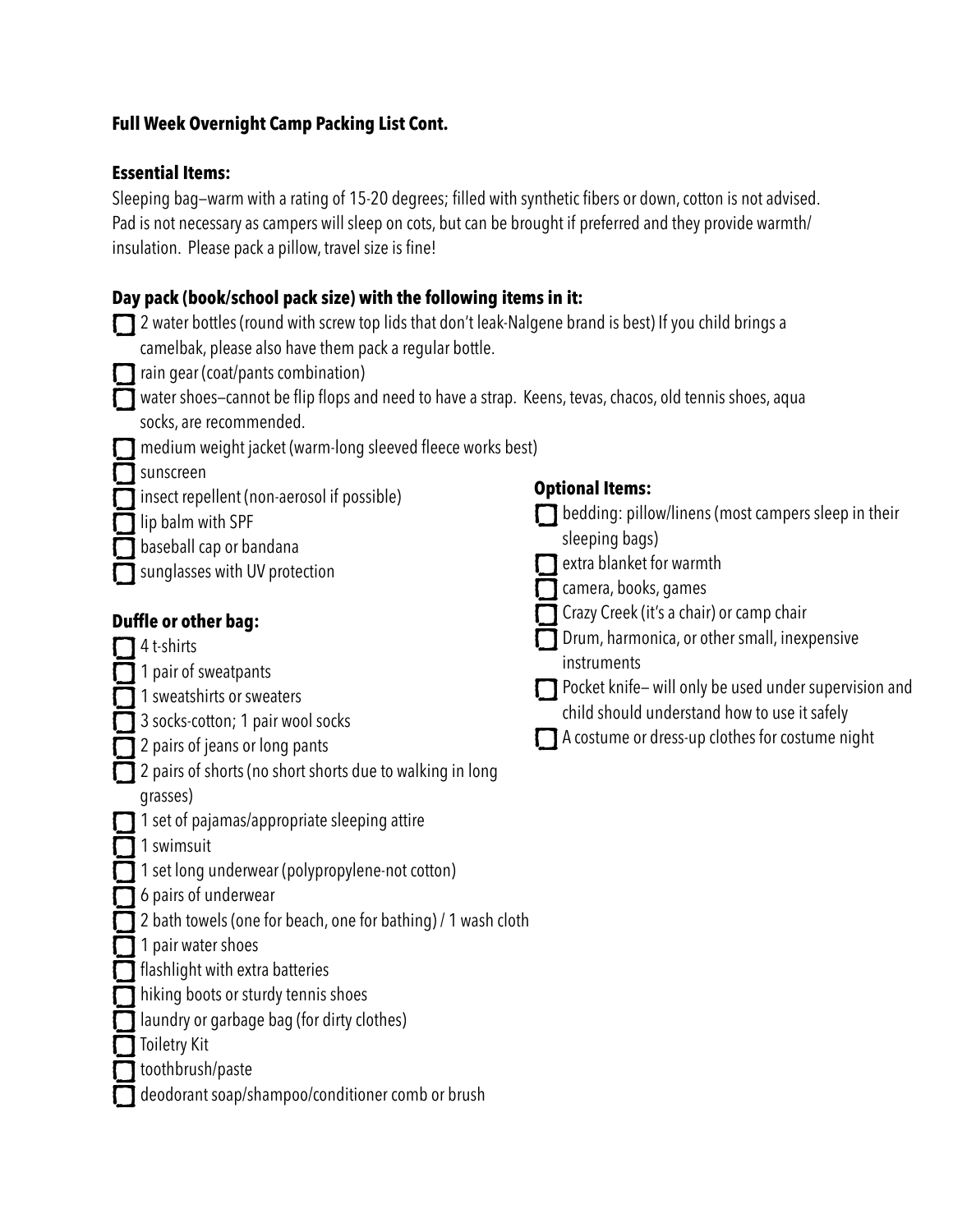### Full Week Overnight Camp Packing List Cont.

#### Essential Items:

Sleeping bag—warm with a rating of 15-20 degrees; filled with synthetic fibers or down, cotton is not advised. Pad is not necessary as campers will sleep on cots, but can be brought if preferred and they provide warmth/ insulation. Please pack a pillow, travel size is fine!

#### Day pack (book/school pack size) with the following items in it:

- [ ] 2 water bottles (round with screw top lids that don't leak-Nalgene brand is best) If you child brings a camelbak, please also have them pack a regular bottle.
- [ ] rain gear (coat/pants combination)
- [ ] water shoes—cannot be flip flops and need to have a strap. Keens, tevas, chacos, old tennis shoes, aqua socks, are recommended.
- [ ] medium weight jacket (warm-long sleeved fleece works best)
- [ ] sunscreen
- [ ] insect repellent (non-aerosol if possible)
- [ ] lip balm with SPF
- [ ] baseball cap or bandana
- [ ] sunglasses with UV protection

#### Duffle or other bag:

- [ ] 4 t-shirts
- [ ] 1 pair of sweatpants
- [ ] 1 sweatshirts or sweaters
- [ ] 3 socks-cotton; 1 pair wool socks
- [ ] 2 pairs of jeans or long pants
- [ ] 2 pairs of shorts (no short shorts due to walking in long grasses)
- [ ] 1 set of pajamas/appropriate sleeping attire
- [ ] 1 swimsuit
- [ ] 1 set long underwear (polypropylene-not cotton)
- [ ] 6 pairs of underwear
- [ ] 2 bath towels (one for beach, one for bathing) / 1 wash cloth
- [ ] 1 pair water shoes
- [ ] flashlight with extra batteries
- [ ] hiking boots or sturdy tennis shoes
- [ ] laundry or garbage bag (for dirty clothes)
- [ ] Toiletry Kit
- [ ] toothbrush/paste
- [ ] deodorant soap/shampoo/conditioner comb or brush

#### Optional Items:

- [ ] bedding: pillow/linens (most campers sleep in their sleeping bags)
- [ ] extra blanket for warmth
- [ ] camera, books, games
- [ ] Crazy Creek (it's a chair) or camp chair
- [ ] Drum, harmonica, or other small, inexpensive instruments
- [ ] Pocket knife— will only be used under supervision and child should understand how to use it safely
- [ ] A costume or dress-up clothes for costume night